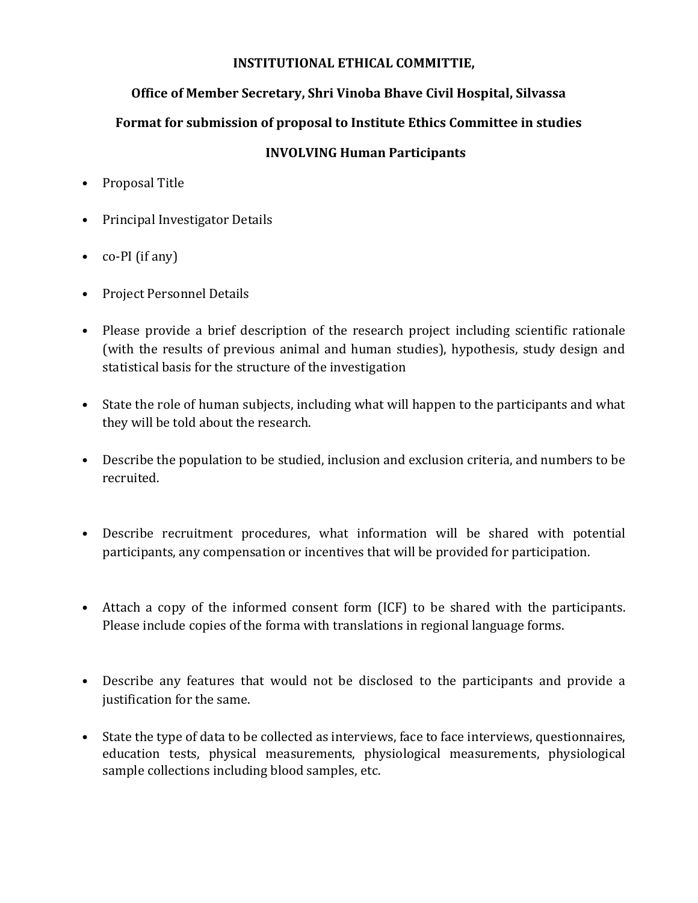**INSTITUTIONAL ETHICAL COMMITTIE,**

**Office of Member Secretary, Shri Vinoba Bhave Civil Hospital, Silvassa**

**Format for submission of proposal to Institute Ethics Committee in studies**

**INVOLVING Human Participants**

- Proposal Title
- Principal Investigator Details
- co-PI (if any)
- Project Personnel Details
- Please provide a brief description of the research project including scientific rationale (with the results of previous animal and human studies), hypothesis, study design and statistical basis for the structure of the investigation
- State the role of human subjects, including what will happen to the participants and what they will be told about the research.
- Describe the population to be studied, inclusion and exclusion criteria, and numbers to be recruited.
- Describe recruitment procedures, what information will be shared with potential participants, any compensation or incentives that will be provided for participation.
- Attach a copy of the informed consent form (ICF) to be shared with the participants. Please include copies of the forma with translations in regional language forms.
- Describe any features that would not be disclosed to the participants and provide a justification for the same.
- State the type of data to be collected as interviews, face to face interviews, questionnaires, education tests, physical measurements, physiological measurements, physiological sample collections including blood samples, etc.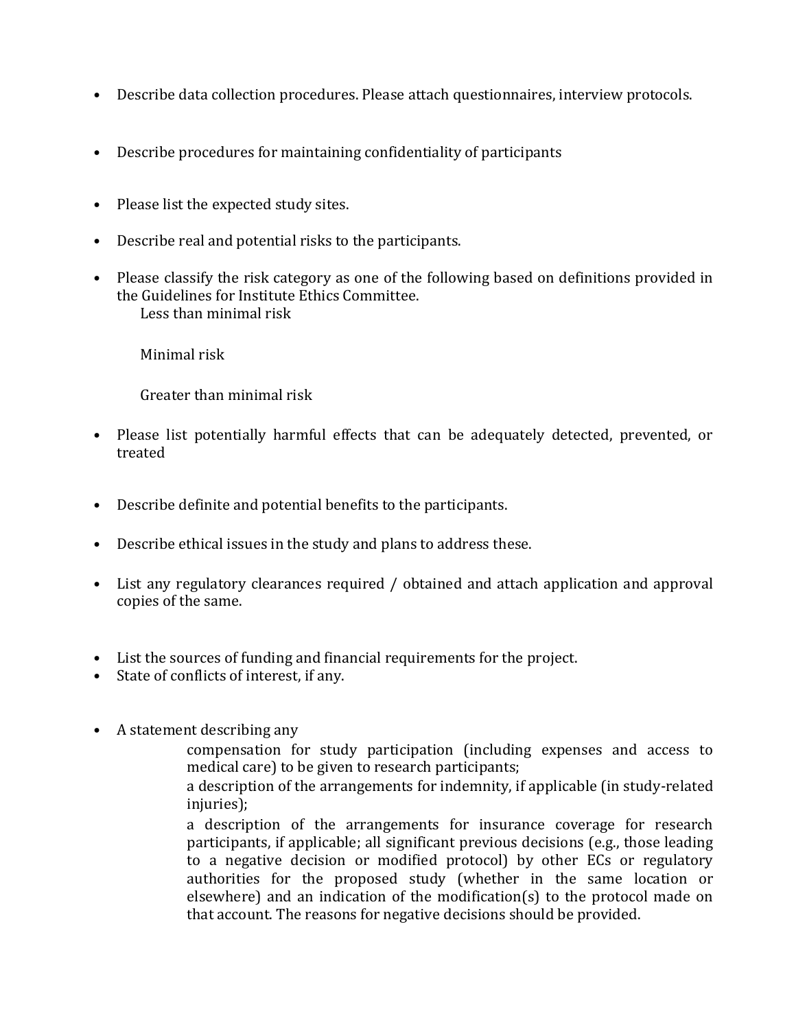- Describe data collection procedures. Please attach questionnaires, interview protocols.

- Describe procedures for maintaining confidentiality of participants

- Please list the expected study sites.

- Describe real and potential risks to the participants.

- Please classify the risk category as one of the following based on definitions provided in the Guidelines for Institute Ethics Committee.

  Less than minimal risk

  Minimal risk

  Greater than minimal risk

- Please list potentially harmful effects that can be adequately detected, prevented, or treated

- Describe definite and potential benefits to the participants.

- Describe ethical issues in the study and plans to address these.

- List any regulatory clearances required / obtained and attach application and approval copies of the same.

- List the sources of funding and financial requirements for the project.
- State of conflicts of interest, if any.

- A statement describing any

  compensation for study participation (including expenses and access to medical care) to be given to research participants;

  a description of the arrangements for indemnity, if applicable (in study-related injuries);

  a description of the arrangements for insurance coverage for research participants, if applicable; all significant previous decisions (e.g., those leading to a negative decision or modified protocol) by other ECs or regulatory authorities for the proposed study (whether in the same location or elsewhere) and an indication of the modification(s) to the protocol made on that account. The reasons for negative decisions should be provided.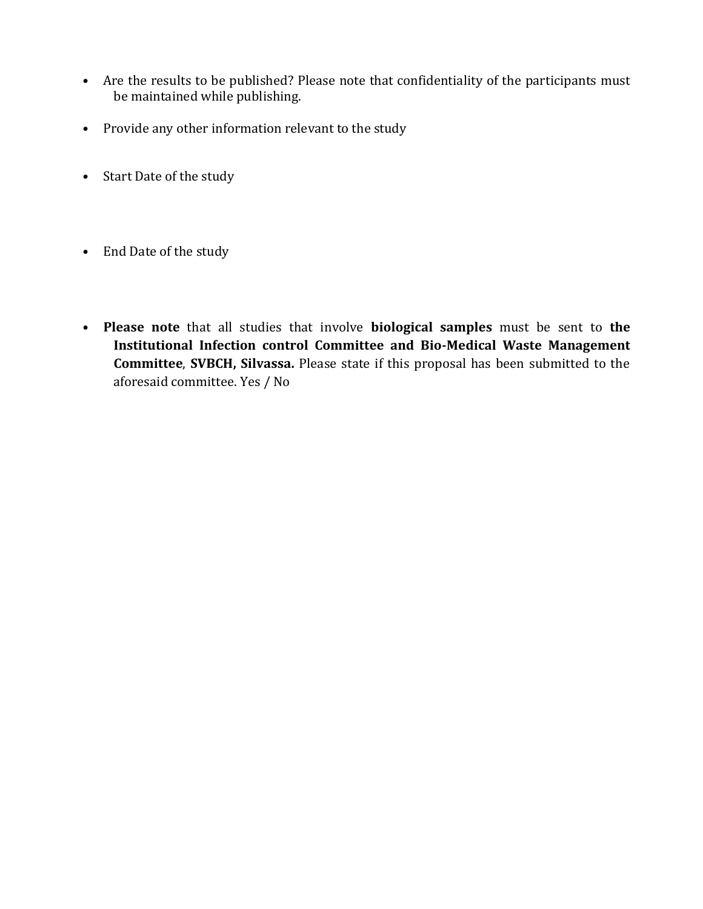- Are the results to be published? Please note that confidentiality of the participants must be maintained while publishing.

- Provide any other information relevant to the study

- Start Date of the study

- End Date of the study

- **Please note** that all studies that involve **biological samples** must be sent to **the Institutional Infection control Committee and Bio-Medical Waste Management Committee**, **SVBCH, Silvassa.** Please state if this proposal has been submitted to the aforesaid committee. Yes / No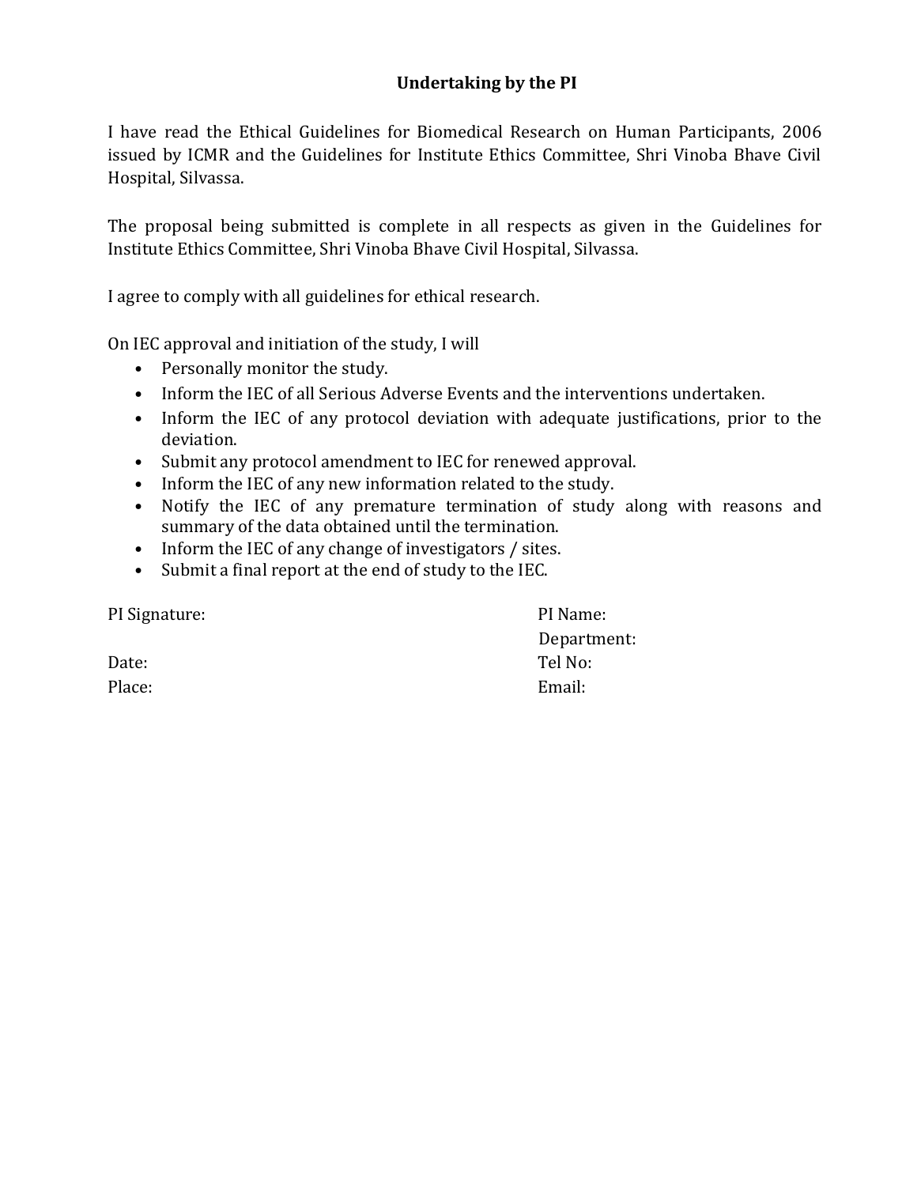**Undertaking by the PI**

I have read the Ethical Guidelines for Biomedical Research on Human Participants, 2006 issued by ICMR and the Guidelines for Institute Ethics Committee, Shri Vinoba Bhave Civil Hospital, Silvassa.

The proposal being submitted is complete in all respects as given in the Guidelines for Institute Ethics Committee, Shri Vinoba Bhave Civil Hospital, Silvassa.

I agree to comply with all guidelines for ethical research.

On IEC approval and initiation of the study, I will

- Personally monitor the study.
- Inform the IEC of all Serious Adverse Events and the interventions undertaken.
- Inform the IEC of any protocol deviation with adequate justifications, prior to the deviation.
- Submit any protocol amendment to IEC for renewed approval.
- Inform the IEC of any new information related to the study.
- Notify the IEC of any premature termination of study along with reasons and summary of the data obtained until the termination.
- Inform the IEC of any change of investigators / sites.
- Submit a final report at the end of study to the IEC.

PI Signature:

Date:

Place:

PI Name:

Department:

Tel No:

Email: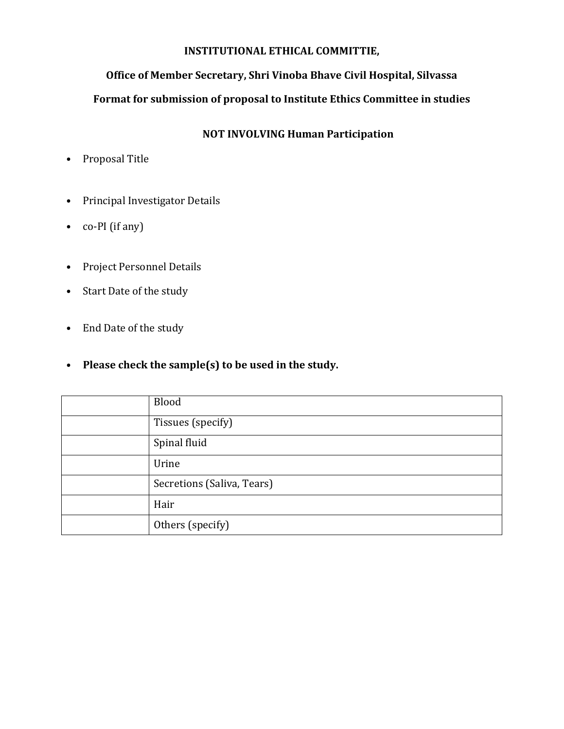**INSTITUTIONAL ETHICAL COMMITTIE,**

**Office of Member Secretary, Shri Vinoba Bhave Civil Hospital, Silvassa**

**Format for submission of proposal to Institute Ethics Committee in studies**

**NOT INVOLVING Human Participation**

- Proposal Title
- Principal Investigator Details
- co-PI (if any)
- Project Personnel Details
- Start Date of the study
- End Date of the study
- **Please check the sample(s) to be used in the study.**

| | |
|---|---|
| | Blood |
| | Tissues (specify) |
| | Spinal fluid |
| | Urine |
| | Secretions (Saliva, Tears) |
| | Hair |
| | Others (specify) |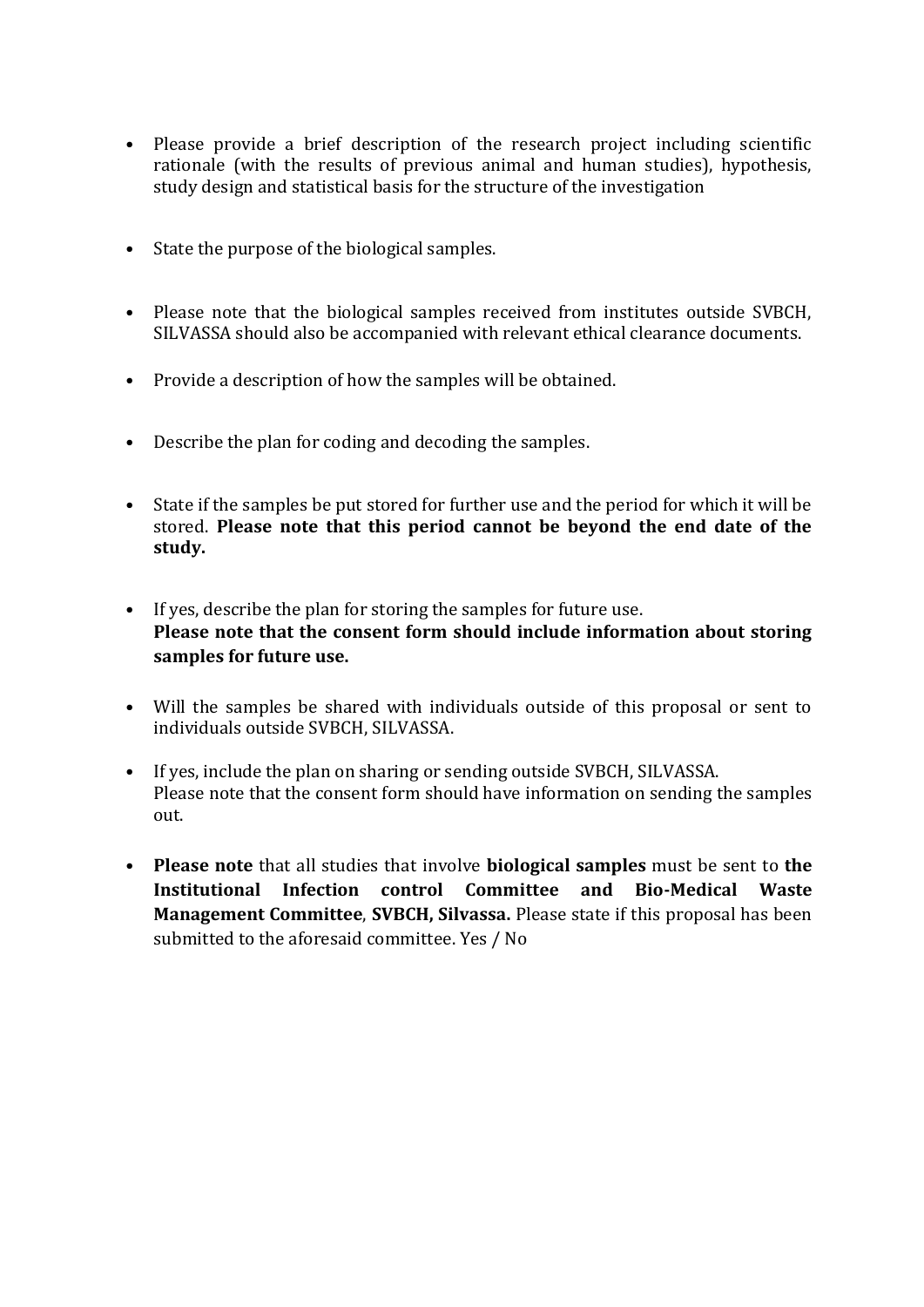- Please provide a brief description of the research project including scientific rationale (with the results of previous animal and human studies), hypothesis, study design and statistical basis for the structure of the investigation

- State the purpose of the biological samples.

- Please note that the biological samples received from institutes outside SVBCH, SILVASSA should also be accompanied with relevant ethical clearance documents.

- Provide a description of how the samples will be obtained.

- Describe the plan for coding and decoding the samples.

- State if the samples be put stored for further use and the period for which it will be stored. **Please note that this period cannot be beyond the end date of the study.**

- If yes, describe the plan for storing the samples for future use.
  **Please note that the consent form should include information about storing samples for future use.**

- Will the samples be shared with individuals outside of this proposal or sent to individuals outside SVBCH, SILVASSA.

- If yes, include the plan on sharing or sending outside SVBCH, SILVASSA.
  Please note that the consent form should have information on sending the samples out.

- **Please note** that all studies that involve **biological samples** must be sent to **the Institutional Infection control Committee and Bio-Medical Waste Management Committee**, **SVBCH, Silvassa.** Please state if this proposal has been submitted to the aforesaid committee. Yes / No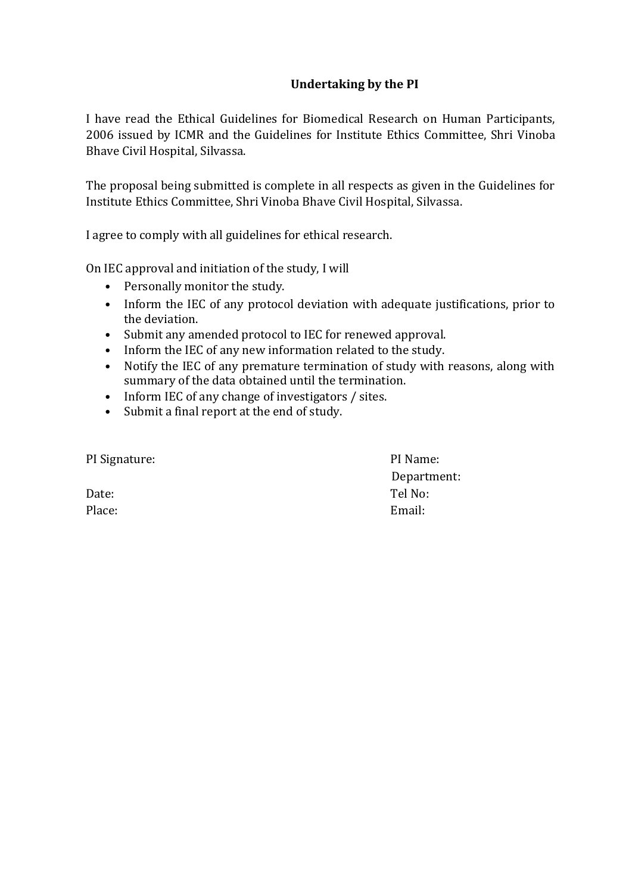**Undertaking by the PI**

I have read the Ethical Guidelines for Biomedical Research on Human Participants, 2006 issued by ICMR and the Guidelines for Institute Ethics Committee, Shri Vinoba Bhave Civil Hospital, Silvassa.

The proposal being submitted is complete in all respects as given in the Guidelines for Institute Ethics Committee, Shri Vinoba Bhave Civil Hospital, Silvassa.

I agree to comply with all guidelines for ethical research.

On IEC approval and initiation of the study, I will

- Personally monitor the study.
- Inform the IEC of any protocol deviation with adequate justifications, prior to the deviation.
- Submit any amended protocol to IEC for renewed approval.
- Inform the IEC of any new information related to the study.
- Notify the IEC of any premature termination of study with reasons, along with summary of the data obtained until the termination.
- Inform IEC of any change of investigators / sites.
- Submit a final report at the end of study.

PI Signature:

Date:

Place:

PI Name:

Department:

Tel No:

Email: